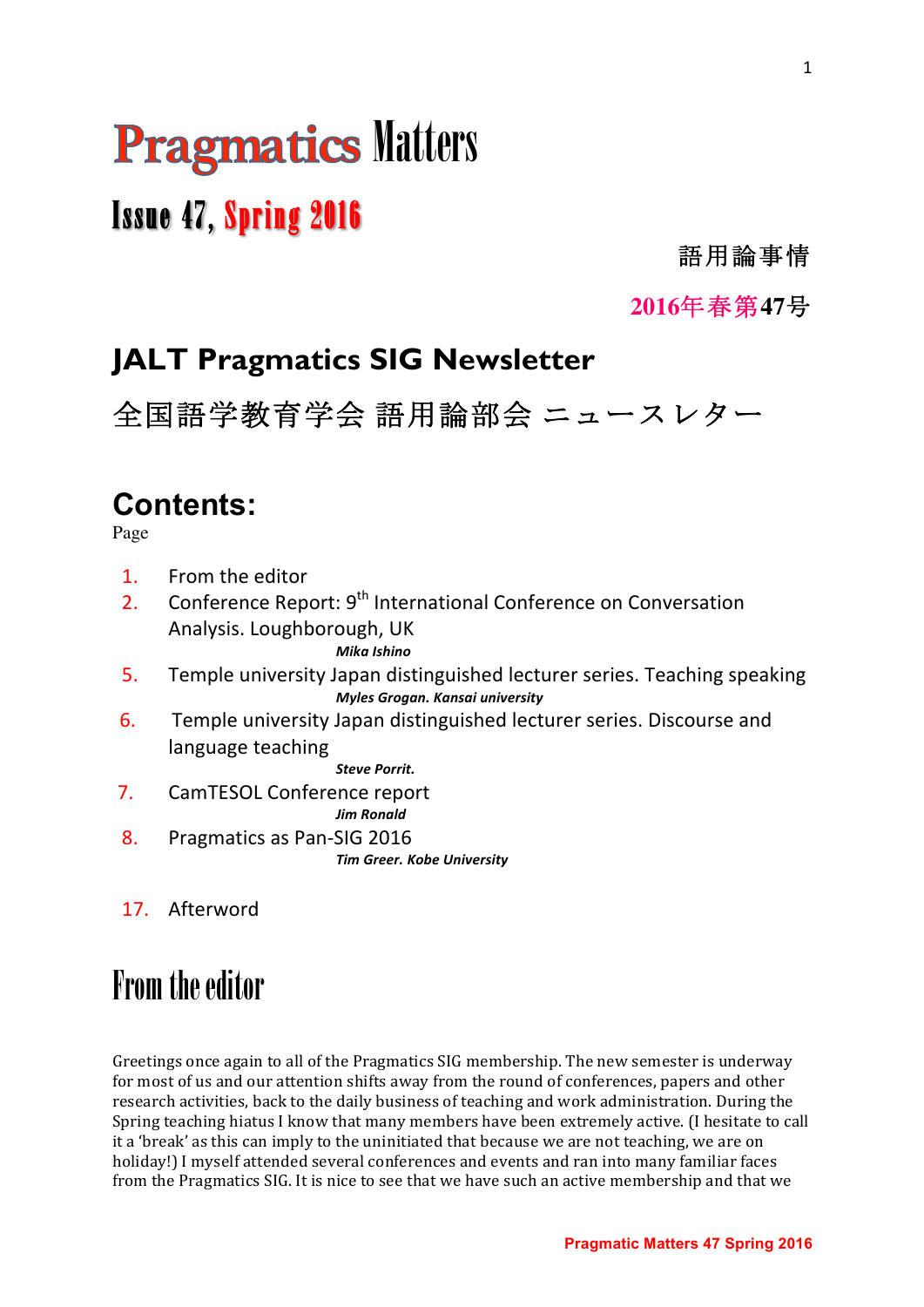# Pragmatics Matters

## Issue 47, Spring 2016

語用論事情

2016年春第47号

## JALT Pragmatics SIG Newsletter

全国語学教育学会 語用論部会 ニュースレター

## Contents:

Page

1. From the editor
2. Conference Report: 9th International Conference on Conversation Analysis. Loughborough, UK
   ***Mika Ishino***
5. Temple university Japan distinguished lecturer series. Teaching speaking
   ***Myles Grogan. Kansai university***
6. Temple university Japan distinguished lecturer series. Discourse and language teaching
   ***Steve Porrit.***
7. CamTESOL Conference report
   ***Jim Ronald***
8. Pragmatics as Pan-SIG 2016
   ***Tim Greer. Kobe University***

17. Afterword

# From the editor

Greetings once again to all of the Pragmatics SIG membership. The new semester is underway for most of us and our attention shifts away from the round of conferences, papers and other research activities, back to the daily business of teaching and work administration. During the Spring teaching hiatus I know that many members have been extremely active. (I hesitate to call it a 'break' as this can imply to the uninitiated that because we are not teaching, we are on holiday!) I myself attended several conferences and events and ran into many familiar faces from the Pragmatics SIG. It is nice to see that we have such an active membership and that we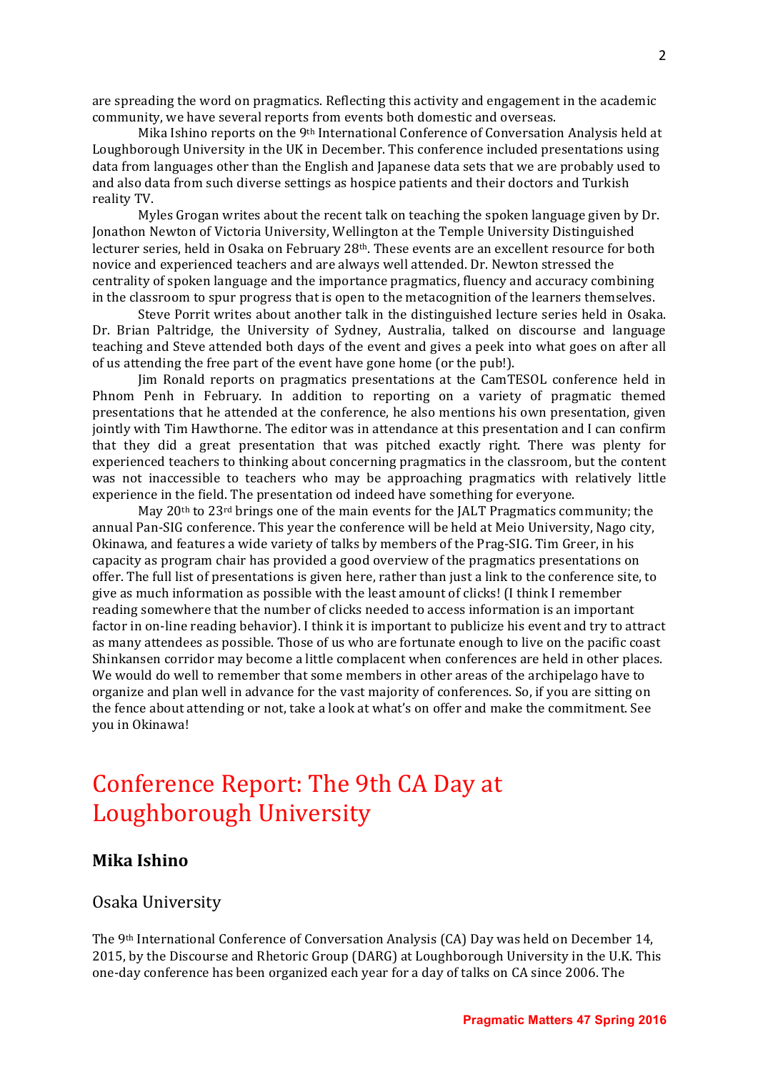are spreading the word on pragmatics. Reflecting this activity and engagement in the academic community, we have several reports from events both domestic and overseas.

Mika Ishino reports on the 9th International Conference of Conversation Analysis held at Loughborough University in the UK in December. This conference included presentations using data from languages other than the English and Japanese data sets that we are probably used to and also data from such diverse settings as hospice patients and their doctors and Turkish reality TV.

Myles Grogan writes about the recent talk on teaching the spoken language given by Dr. Jonathon Newton of Victoria University, Wellington at the Temple University Distinguished lecturer series, held in Osaka on February 28th. These events are an excellent resource for both novice and experienced teachers and are always well attended. Dr. Newton stressed the centrality of spoken language and the importance pragmatics, fluency and accuracy combining in the classroom to spur progress that is open to the metacognition of the learners themselves.

Steve Porrit writes about another talk in the distinguished lecture series held in Osaka. Dr. Brian Paltridge, the University of Sydney, Australia, talked on discourse and language teaching and Steve attended both days of the event and gives a peek into what goes on after all of us attending the free part of the event have gone home (or the pub!).

Jim Ronald reports on pragmatics presentations at the CamTESOL conference held in Phnom Penh in February. In addition to reporting on a variety of pragmatic themed presentations that he attended at the conference, he also mentions his own presentation, given jointly with Tim Hawthorne. The editor was in attendance at this presentation and I can confirm that they did a great presentation that was pitched exactly right. There was plenty for experienced teachers to thinking about concerning pragmatics in the classroom, but the content was not inaccessible to teachers who may be approaching pragmatics with relatively little experience in the field. The presentation od indeed have something for everyone.

May 20th to 23rd brings one of the main events for the JALT Pragmatics community; the annual Pan-SIG conference. This year the conference will be held at Meio University, Nago city, Okinawa, and features a wide variety of talks by members of the Prag-SIG. Tim Greer, in his capacity as program chair has provided a good overview of the pragmatics presentations on offer. The full list of presentations is given here, rather than just a link to the conference site, to give as much information as possible with the least amount of clicks! (I think I remember reading somewhere that the number of clicks needed to access information is an important factor in on-line reading behavior). I think it is important to publicize his event and try to attract as many attendees as possible. Those of us who are fortunate enough to live on the pacific coast Shinkansen corridor may become a little complacent when conferences are held in other places. We would do well to remember that some members in other areas of the archipelago have to organize and plan well in advance for the vast majority of conferences. So, if you are sitting on the fence about attending or not, take a look at what's on offer and make the commitment. See you in Okinawa!

# Conference Report: The 9th CA Day at Loughborough University

**Mika Ishino**

Osaka University

The 9th International Conference of Conversation Analysis (CA) Day was held on December 14, 2015, by the Discourse and Rhetoric Group (DARG) at Loughborough University in the U.K. This one-day conference has been organized each year for a day of talks on CA since 2006. The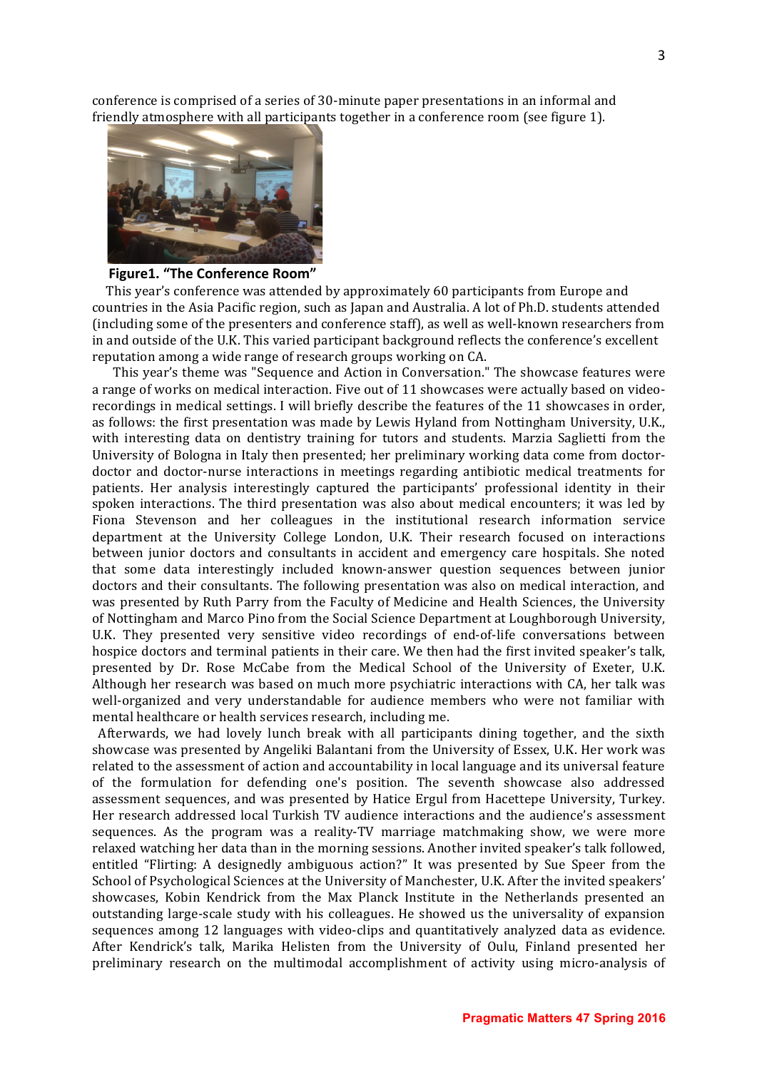conference is comprised of a series of 30-minute paper presentations in an informal and friendly atmosphere with all participants together in a conference room (see figure 1).

**Figure1. "The Conference Room"**

This year's conference was attended by approximately 60 participants from Europe and countries in the Asia Pacific region, such as Japan and Australia. A lot of Ph.D. students attended (including some of the presenters and conference staff), as well as well-known researchers from in and outside of the U.K. This varied participant background reflects the conference's excellent reputation among a wide range of research groups working on CA.

This year's theme was "Sequence and Action in Conversation." The showcase features were a range of works on medical interaction. Five out of 11 showcases were actually based on video-recordings in medical settings. I will briefly describe the features of the 11 showcases in order, as follows: the first presentation was made by Lewis Hyland from Nottingham University, U.K., with interesting data on dentistry training for tutors and students. Marzia Saglietti from the University of Bologna in Italy then presented; her preliminary working data come from doctor-doctor and doctor-nurse interactions in meetings regarding antibiotic medical treatments for patients. Her analysis interestingly captured the participants' professional identity in their spoken interactions. The third presentation was also about medical encounters; it was led by Fiona Stevenson and her colleagues in the institutional research information service department at the University College London, U.K. Their research focused on interactions between junior doctors and consultants in accident and emergency care hospitals. She noted that some data interestingly included known-answer question sequences between junior doctors and their consultants. The following presentation was also on medical interaction, and was presented by Ruth Parry from the Faculty of Medicine and Health Sciences, the University of Nottingham and Marco Pino from the Social Science Department at Loughborough University, U.K. They presented very sensitive video recordings of end-of-life conversations between hospice doctors and terminal patients in their care. We then had the first invited speaker's talk, presented by Dr. Rose McCabe from the Medical School of the University of Exeter, U.K. Although her research was based on much more psychiatric interactions with CA, her talk was well-organized and very understandable for audience members who were not familiar with mental healthcare or health services research, including me.

Afterwards, we had lovely lunch break with all participants dining together, and the sixth showcase was presented by Angeliki Balantani from the University of Essex, U.K. Her work was related to the assessment of action and accountability in local language and its universal feature of the formulation for defending one's position. The seventh showcase also addressed assessment sequences, and was presented by Hatice Ergul from Hacettepe University, Turkey. Her research addressed local Turkish TV audience interactions and the audience's assessment sequences. As the program was a reality-TV marriage matchmaking show, we were more relaxed watching her data than in the morning sessions. Another invited speaker's talk followed, entitled "Flirting: A designedly ambiguous action?" It was presented by Sue Speer from the School of Psychological Sciences at the University of Manchester, U.K. After the invited speakers' showcases, Kobin Kendrick from the Max Planck Institute in the Netherlands presented an outstanding large-scale study with his colleagues. He showed us the universality of expansion sequences among 12 languages with video-clips and quantitatively analyzed data as evidence. After Kendrick's talk, Marika Helisten from the University of Oulu, Finland presented her preliminary research on the multimodal accomplishment of activity using micro-analysis of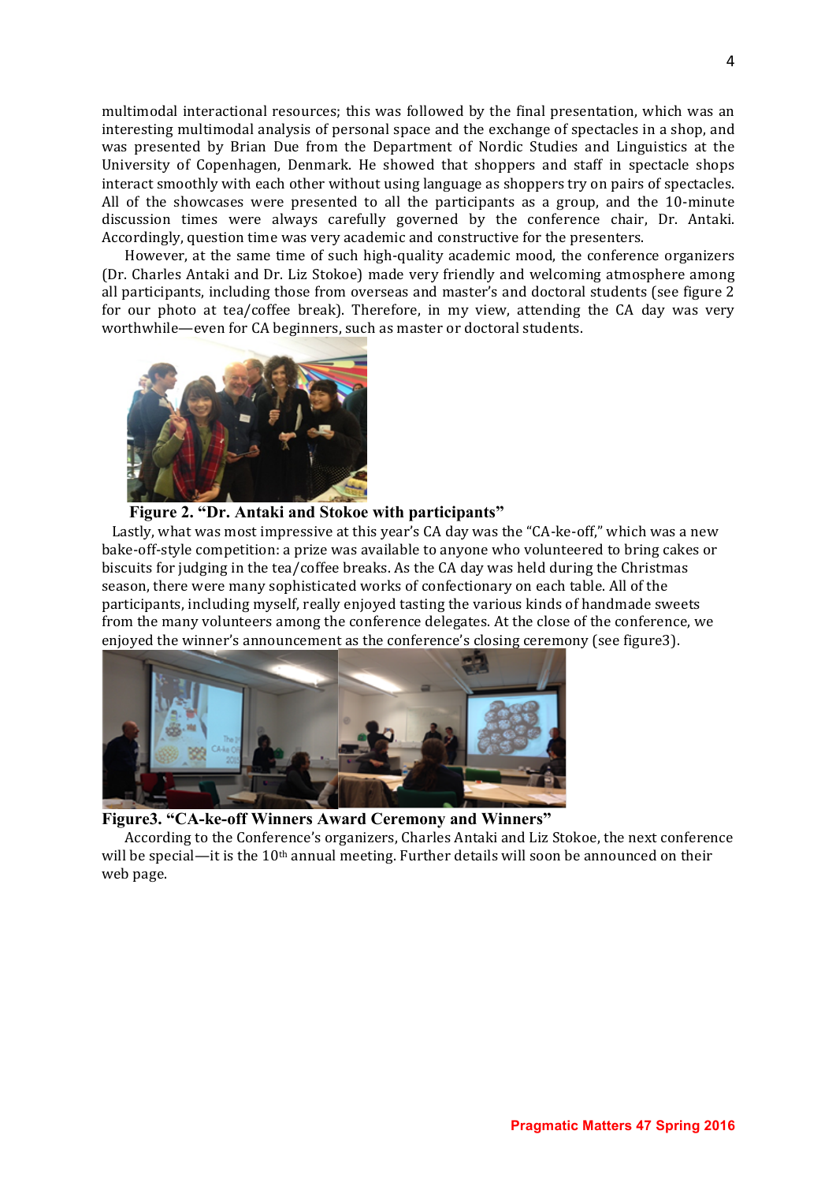multimodal interactional resources; this was followed by the final presentation, which was an interesting multimodal analysis of personal space and the exchange of spectacles in a shop, and was presented by Brian Due from the Department of Nordic Studies and Linguistics at the University of Copenhagen, Denmark. He showed that shoppers and staff in spectacle shops interact smoothly with each other without using language as shoppers try on pairs of spectacles. All of the showcases were presented to all the participants as a group, and the 10-minute discussion times were always carefully governed by the conference chair, Dr. Antaki. Accordingly, question time was very academic and constructive for the presenters.

However, at the same time of such high-quality academic mood, the conference organizers (Dr. Charles Antaki and Dr. Liz Stokoe) made very friendly and welcoming atmosphere among all participants, including those from overseas and master's and doctoral students (see figure 2 for our photo at tea/coffee break). Therefore, in my view, attending the CA day was very worthwhile—even for CA beginners, such as master or doctoral students.

**Figure 2. "Dr. Antaki and Stokoe with participants"**

Lastly, what was most impressive at this year's CA day was the "CA-ke-off," which was a new bake-off-style competition: a prize was available to anyone who volunteered to bring cakes or biscuits for judging in the tea/coffee breaks. As the CA day was held during the Christmas season, there were many sophisticated works of confectionary on each table. All of the participants, including myself, really enjoyed tasting the various kinds of handmade sweets from the many volunteers among the conference delegates. At the close of the conference, we enjoyed the winner's announcement as the conference's closing ceremony (see figure3).

**Figure3. "CA-ke-off Winners Award Ceremony and Winners"**

According to the Conference's organizers, Charles Antaki and Liz Stokoe, the next conference will be special—it is the 10th annual meeting. Further details will soon be announced on their web page.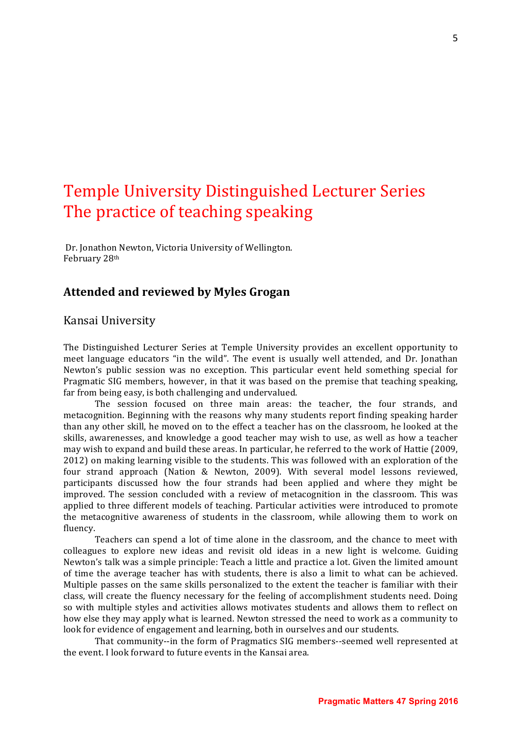# Temple University Distinguished Lecturer Series
# The practice of teaching speaking

Dr. Jonathon Newton, Victoria University of Wellington.
February 28th

### Attended and reviewed by Myles Grogan

#### Kansai University

The Distinguished Lecturer Series at Temple University provides an excellent opportunity to meet language educators "in the wild". The event is usually well attended, and Dr. Jonathan Newton's public session was no exception. This particular event held something special for Pragmatic SIG members, however, in that it was based on the premise that teaching speaking, far from being easy, is both challenging and undervalued.

The session focused on three main areas: the teacher, the four strands, and metacognition. Beginning with the reasons why many students report finding speaking harder than any other skill, he moved on to the effect a teacher has on the classroom, he looked at the skills, awarenesses, and knowledge a good teacher may wish to use, as well as how a teacher may wish to expand and build these areas. In particular, he referred to the work of Hattie (2009, 2012) on making learning visible to the students. This was followed with an exploration of the four strand approach (Nation & Newton, 2009). With several model lessons reviewed, participants discussed how the four strands had been applied and where they might be improved. The session concluded with a review of metacognition in the classroom. This was applied to three different models of teaching. Particular activities were introduced to promote the metacognitive awareness of students in the classroom, while allowing them to work on fluency.

Teachers can spend a lot of time alone in the classroom, and the chance to meet with colleagues to explore new ideas and revisit old ideas in a new light is welcome. Guiding Newton's talk was a simple principle: Teach a little and practice a lot. Given the limited amount of time the average teacher has with students, there is also a limit to what can be achieved. Multiple passes on the same skills personalized to the extent the teacher is familiar with their class, will create the fluency necessary for the feeling of accomplishment students need. Doing so with multiple styles and activities allows motivates students and allows them to reflect on how else they may apply what is learned. Newton stressed the need to work as a community to look for evidence of engagement and learning, both in ourselves and our students.

That community--in the form of Pragmatics SIG members--seemed well represented at the event. I look forward to future events in the Kansai area.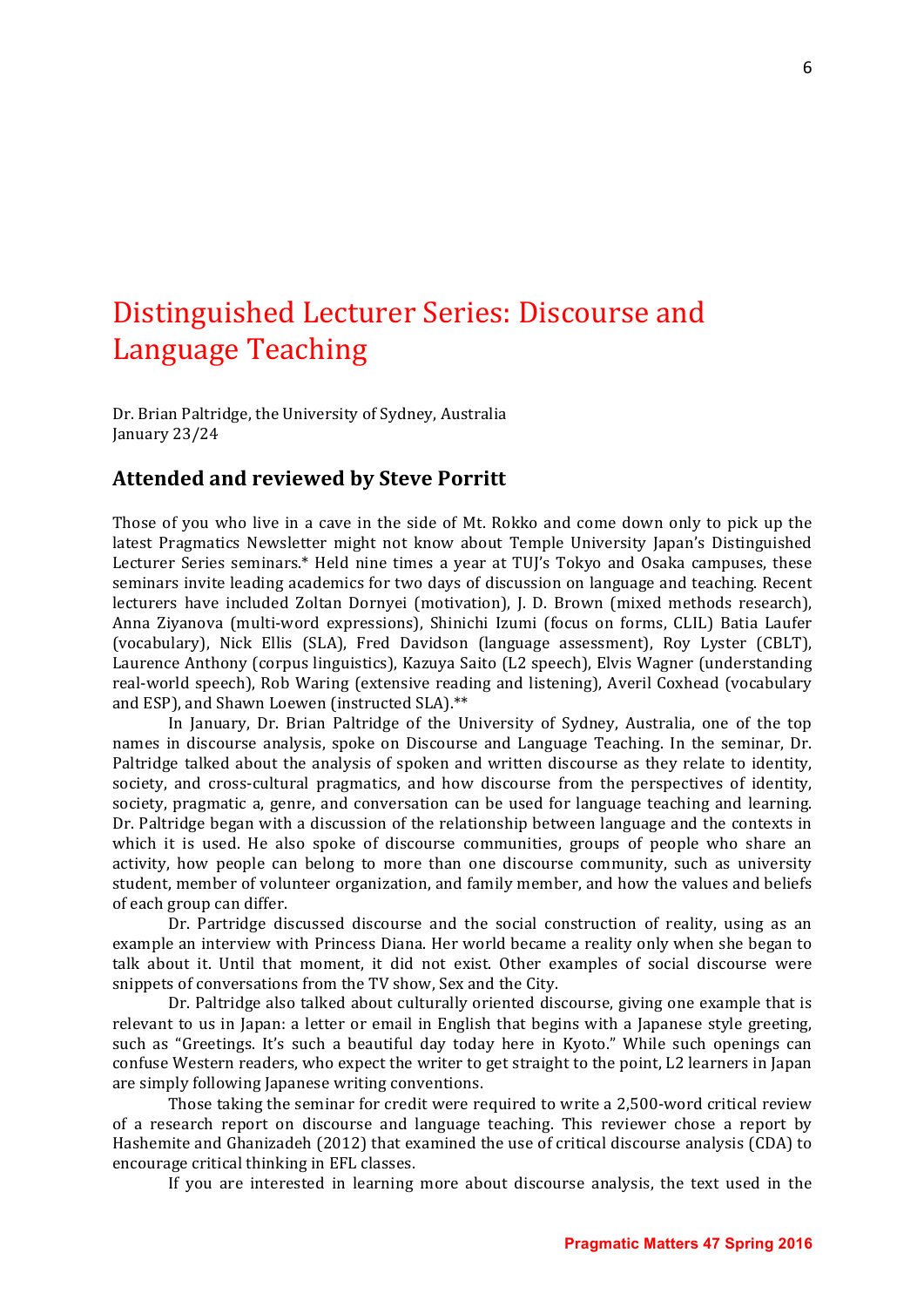# Distinguished Lecturer Series: Discourse and Language Teaching

Dr. Brian Paltridge, the University of Sydney, Australia
January 23/24

## Attended and reviewed by Steve Porritt

Those of you who live in a cave in the side of Mt. Rokko and come down only to pick up the latest Pragmatics Newsletter might not know about Temple University Japan's Distinguished Lecturer Series seminars.* Held nine times a year at TUJ's Tokyo and Osaka campuses, these seminars invite leading academics for two days of discussion on language and teaching. Recent lecturers have included Zoltan Dornyei (motivation), J. D. Brown (mixed methods research), Anna Ziyanova (multi-word expressions), Shinichi Izumi (focus on forms, CLIL) Batia Laufer (vocabulary), Nick Ellis (SLA), Fred Davidson (language assessment), Roy Lyster (CBLT), Laurence Anthony (corpus linguistics), Kazuya Saito (L2 speech), Elvis Wagner (understanding real-world speech), Rob Waring (extensive reading and listening), Averil Coxhead (vocabulary and ESP), and Shawn Loewen (instructed SLA).**

In January, Dr. Brian Paltridge of the University of Sydney, Australia, one of the top names in discourse analysis, spoke on Discourse and Language Teaching. In the seminar, Dr. Paltridge talked about the analysis of spoken and written discourse as they relate to identity, society, and cross-cultural pragmatics, and how discourse from the perspectives of identity, society, pragmatic a, genre, and conversation can be used for language teaching and learning. Dr. Paltridge began with a discussion of the relationship between language and the contexts in which it is used. He also spoke of discourse communities, groups of people who share an activity, how people can belong to more than one discourse community, such as university student, member of volunteer organization, and family member, and how the values and beliefs of each group can differ.

Dr. Partridge discussed discourse and the social construction of reality, using as an example an interview with Princess Diana. Her world became a reality only when she began to talk about it. Until that moment, it did not exist. Other examples of social discourse were snippets of conversations from the TV show, Sex and the City.

Dr. Paltridge also talked about culturally oriented discourse, giving one example that is relevant to us in Japan: a letter or email in English that begins with a Japanese style greeting, such as "Greetings. It's such a beautiful day today here in Kyoto." While such openings can confuse Western readers, who expect the writer to get straight to the point, L2 learners in Japan are simply following Japanese writing conventions.

Those taking the seminar for credit were required to write a 2,500-word critical review of a research report on discourse and language teaching. This reviewer chose a report by Hashemite and Ghanizadeh (2012) that examined the use of critical discourse analysis (CDA) to encourage critical thinking in EFL classes.

If you are interested in learning more about discourse analysis, the text used in the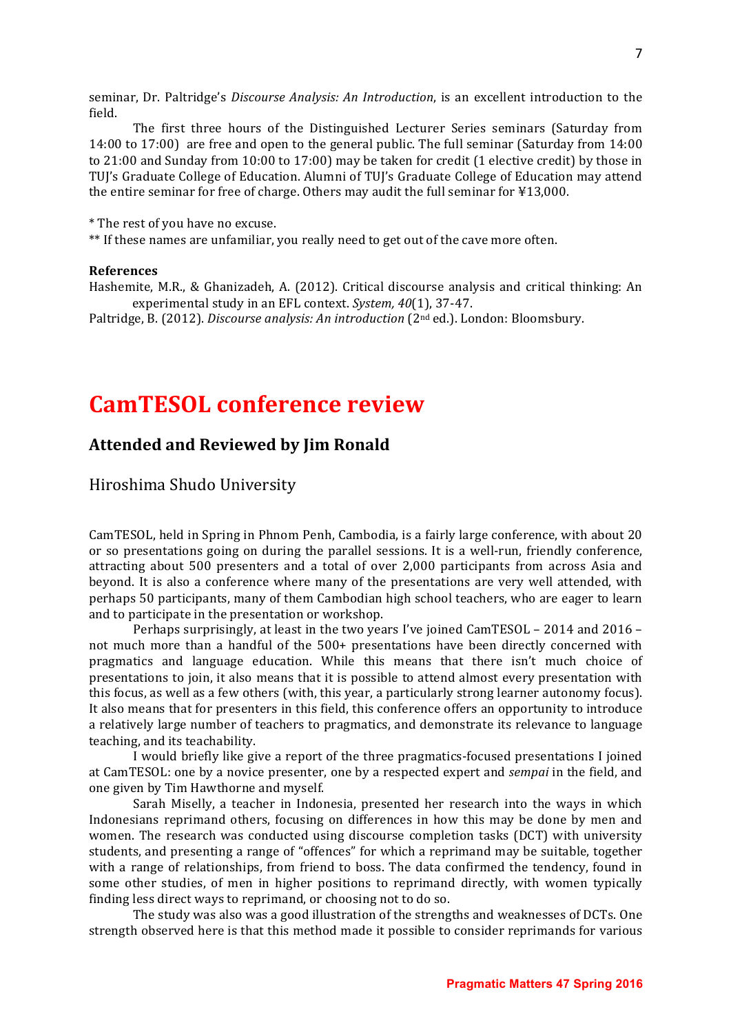seminar, Dr. Paltridge's *Discourse Analysis: An Introduction*, is an excellent introduction to the field.

The first three hours of the Distinguished Lecturer Series seminars (Saturday from 14:00 to 17:00) are free and open to the general public. The full seminar (Saturday from 14:00 to 21:00 and Sunday from 10:00 to 17:00) may be taken for credit (1 elective credit) by those in TUJ's Graduate College of Education. Alumni of TUJ's Graduate College of Education may attend the entire seminar for free of charge. Others may audit the full seminar for ¥13,000.

* The rest of you have no excuse.

** If these names are unfamiliar, you really need to get out of the cave more often.

**References**

Hashemite, M.R., & Ghanizadeh, A. (2012). Critical discourse analysis and critical thinking: An experimental study in an EFL context. *System, 40*(1), 37-47.

Paltridge, B. (2012). *Discourse analysis: An introduction* (2nd ed.). London: Bloomsbury.

# CamTESOL conference review

## Attended and Reviewed by Jim Ronald

Hiroshima Shudo University

CamTESOL, held in Spring in Phnom Penh, Cambodia, is a fairly large conference, with about 20 or so presentations going on during the parallel sessions. It is a well-run, friendly conference, attracting about 500 presenters and a total of over 2,000 participants from across Asia and beyond. It is also a conference where many of the presentations are very well attended, with perhaps 50 participants, many of them Cambodian high school teachers, who are eager to learn and to participate in the presentation or workshop.

Perhaps surprisingly, at least in the two years I've joined CamTESOL – 2014 and 2016 – not much more than a handful of the 500+ presentations have been directly concerned with pragmatics and language education. While this means that there isn't much choice of presentations to join, it also means that it is possible to attend almost every presentation with this focus, as well as a few others (with, this year, a particularly strong learner autonomy focus). It also means that for presenters in this field, this conference offers an opportunity to introduce a relatively large number of teachers to pragmatics, and demonstrate its relevance to language teaching, and its teachability.

I would briefly like give a report of the three pragmatics-focused presentations I joined at CamTESOL: one by a novice presenter, one by a respected expert and *sempai* in the field, and one given by Tim Hawthorne and myself.

Sarah Miselly, a teacher in Indonesia, presented her research into the ways in which Indonesians reprimand others, focusing on differences in how this may be done by men and women. The research was conducted using discourse completion tasks (DCT) with university students, and presenting a range of "offences" for which a reprimand may be suitable, together with a range of relationships, from friend to boss. The data confirmed the tendency, found in some other studies, of men in higher positions to reprimand directly, with women typically finding less direct ways to reprimand, or choosing not to do so.

The study was also was a good illustration of the strengths and weaknesses of DCTs. One strength observed here is that this method made it possible to consider reprimands for various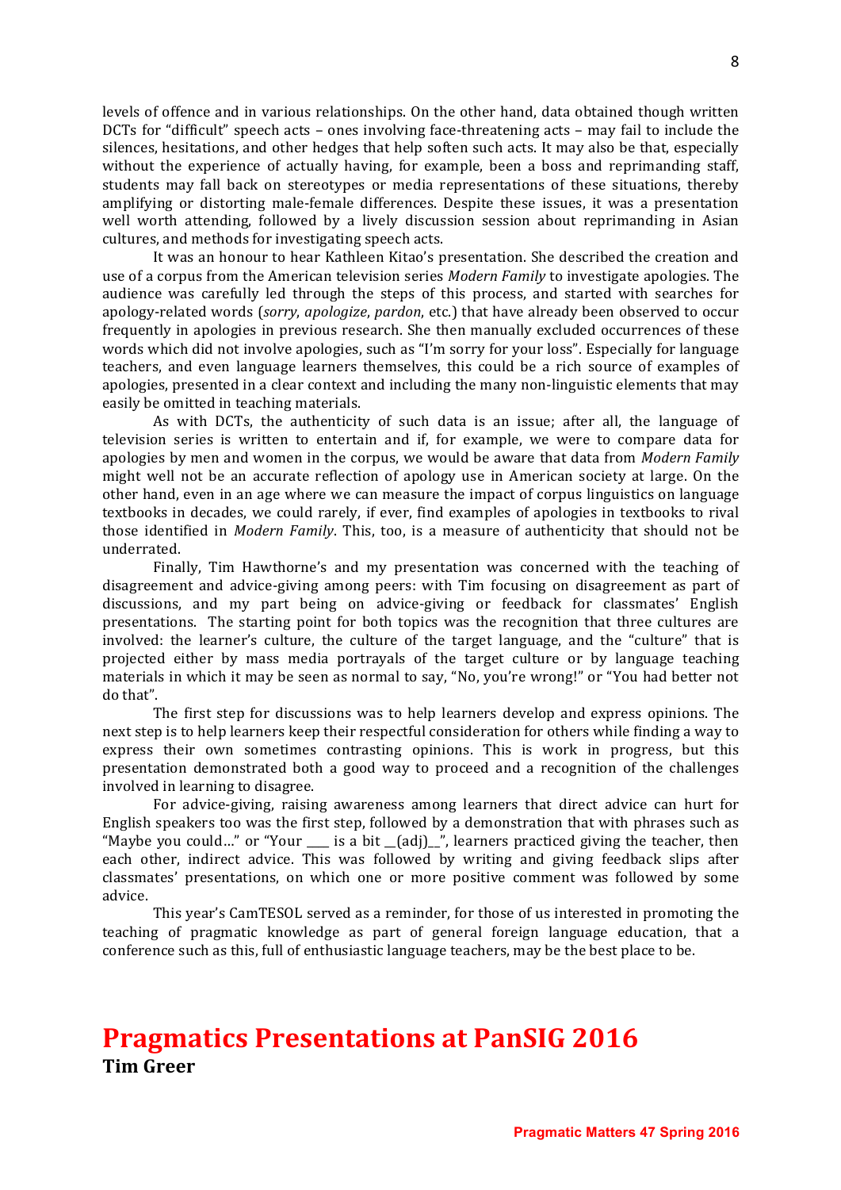levels of offence and in various relationships. On the other hand, data obtained though written DCTs for "difficult" speech acts – ones involving face-threatening acts – may fail to include the silences, hesitations, and other hedges that help soften such acts. It may also be that, especially without the experience of actually having, for example, been a boss and reprimanding staff, students may fall back on stereotypes or media representations of these situations, thereby amplifying or distorting male-female differences. Despite these issues, it was a presentation well worth attending, followed by a lively discussion session about reprimanding in Asian cultures, and methods for investigating speech acts.

It was an honour to hear Kathleen Kitao's presentation. She described the creation and use of a corpus from the American television series *Modern Family* to investigate apologies. The audience was carefully led through the steps of this process, and started with searches for apology-related words (*sorry*, *apologize*, *pardon*, etc.) that have already been observed to occur frequently in apologies in previous research. She then manually excluded occurrences of these words which did not involve apologies, such as "I'm sorry for your loss". Especially for language teachers, and even language learners themselves, this could be a rich source of examples of apologies, presented in a clear context and including the many non-linguistic elements that may easily be omitted in teaching materials.

As with DCTs, the authenticity of such data is an issue; after all, the language of television series is written to entertain and if, for example, we were to compare data for apologies by men and women in the corpus, we would be aware that data from *Modern Family* might well not be an accurate reflection of apology use in American society at large. On the other hand, even in an age where we can measure the impact of corpus linguistics on language textbooks in decades, we could rarely, if ever, find examples of apologies in textbooks to rival those identified in *Modern Family*. This, too, is a measure of authenticity that should not be underrated.

Finally, Tim Hawthorne's and my presentation was concerned with the teaching of disagreement and advice-giving among peers: with Tim focusing on disagreement as part of discussions, and my part being on advice-giving or feedback for classmates' English presentations. The starting point for both topics was the recognition that three cultures are involved: the learner's culture, the culture of the target language, and the "culture" that is projected either by mass media portrayals of the target culture or by language teaching materials in which it may be seen as normal to say, "No, you're wrong!" or "You had better not do that".

The first step for discussions was to help learners develop and express opinions. The next step is to help learners keep their respectful consideration for others while finding a way to express their own sometimes contrasting opinions. This is work in progress, but this presentation demonstrated both a good way to proceed and a recognition of the challenges involved in learning to disagree.

For advice-giving, raising awareness among learners that direct advice can hurt for English speakers too was the first step, followed by a demonstration that with phrases such as "Maybe you could…" or "Your ___ is a bit __(adj)__", learners practiced giving the teacher, then each other, indirect advice. This was followed by writing and giving feedback slips after classmates' presentations, on which one or more positive comment was followed by some advice.

This year's CamTESOL served as a reminder, for those of us interested in promoting the teaching of pragmatic knowledge as part of general foreign language education, that a conference such as this, full of enthusiastic language teachers, may be the best place to be.

# Pragmatics Presentations at PanSIG 2016

**Tim Greer**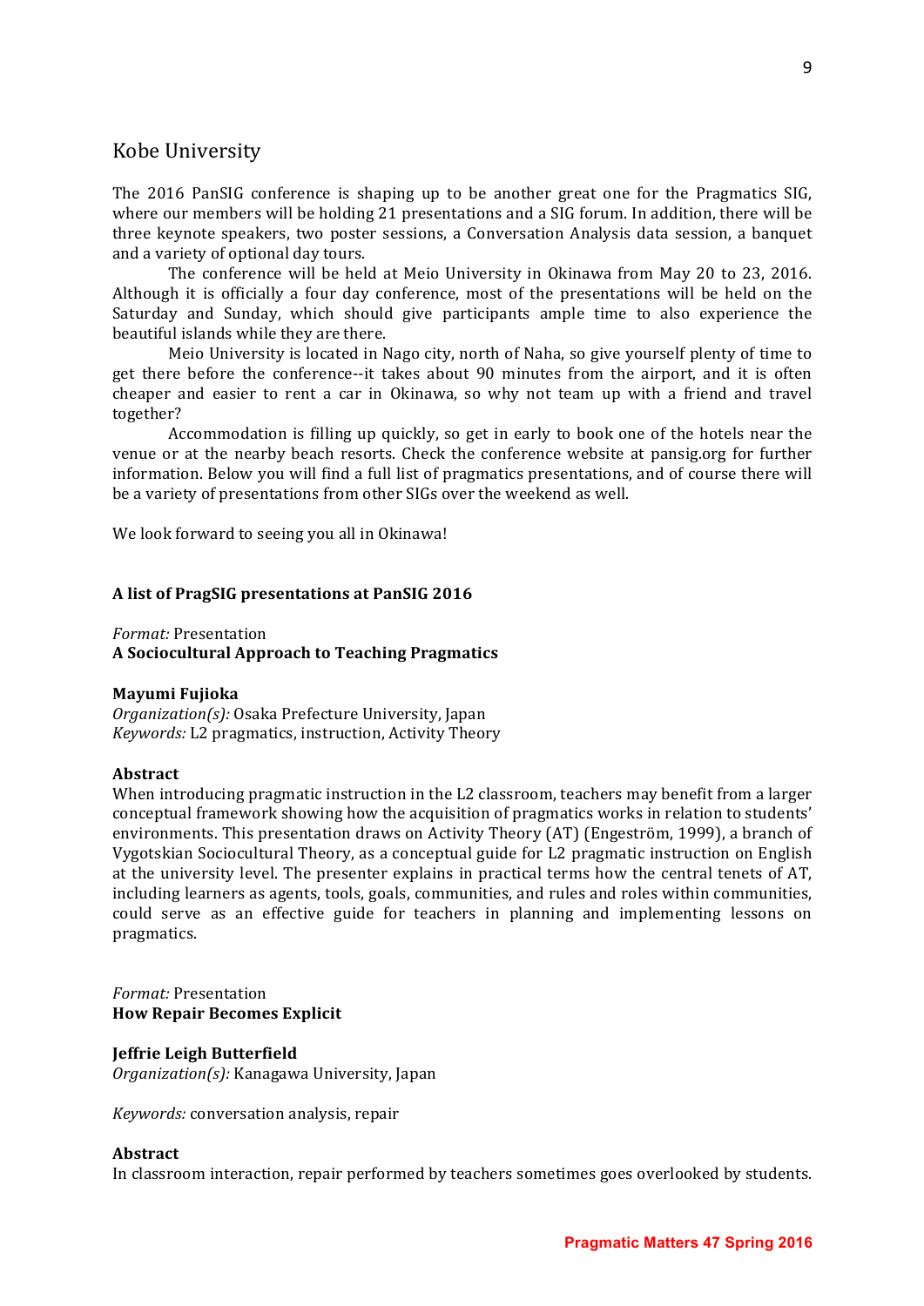## Kobe University

The 2016 PanSIG conference is shaping up to be another great one for the Pragmatics SIG, where our members will be holding 21 presentations and a SIG forum. In addition, there will be three keynote speakers, two poster sessions, a Conversation Analysis data session, a banquet and a variety of optional day tours.

The conference will be held at Meio University in Okinawa from May 20 to 23, 2016. Although it is officially a four day conference, most of the presentations will be held on the Saturday and Sunday, which should give participants ample time to also experience the beautiful islands while they are there.

Meio University is located in Nago city, north of Naha, so give yourself plenty of time to get there before the conference--it takes about 90 minutes from the airport, and it is often cheaper and easier to rent a car in Okinawa, so why not team up with a friend and travel together?

Accommodation is filling up quickly, so get in early to book one of the hotels near the venue or at the nearby beach resorts. Check the conference website at pansig.org for further information. Below you will find a full list of pragmatics presentations, and of course there will be a variety of presentations from other SIGs over the weekend as well.

We look forward to seeing you all in Okinawa!

### A list of PragSIG presentations at PanSIG 2016

*Format:* Presentation
**A Sociocultural Approach to Teaching Pragmatics**

**Mayumi Fujioka**
*Organization(s):* Osaka Prefecture University, Japan
*Keywords:* L2 pragmatics, instruction, Activity Theory

**Abstract**
When introducing pragmatic instruction in the L2 classroom, teachers may benefit from a larger conceptual framework showing how the acquisition of pragmatics works in relation to students' environments. This presentation draws on Activity Theory (AT) (Engeström, 1999), a branch of Vygotskian Sociocultural Theory, as a conceptual guide for L2 pragmatic instruction on English at the university level. The presenter explains in practical terms how the central tenets of AT, including learners as agents, tools, goals, communities, and rules and roles within communities, could serve as an effective guide for teachers in planning and implementing lessons on pragmatics.

*Format:* Presentation
**How Repair Becomes Explicit**

**Jeffrie Leigh Butterfield**
*Organization(s):* Kanagawa University, Japan

*Keywords:* conversation analysis, repair

**Abstract**
In classroom interaction, repair performed by teachers sometimes goes overlooked by students.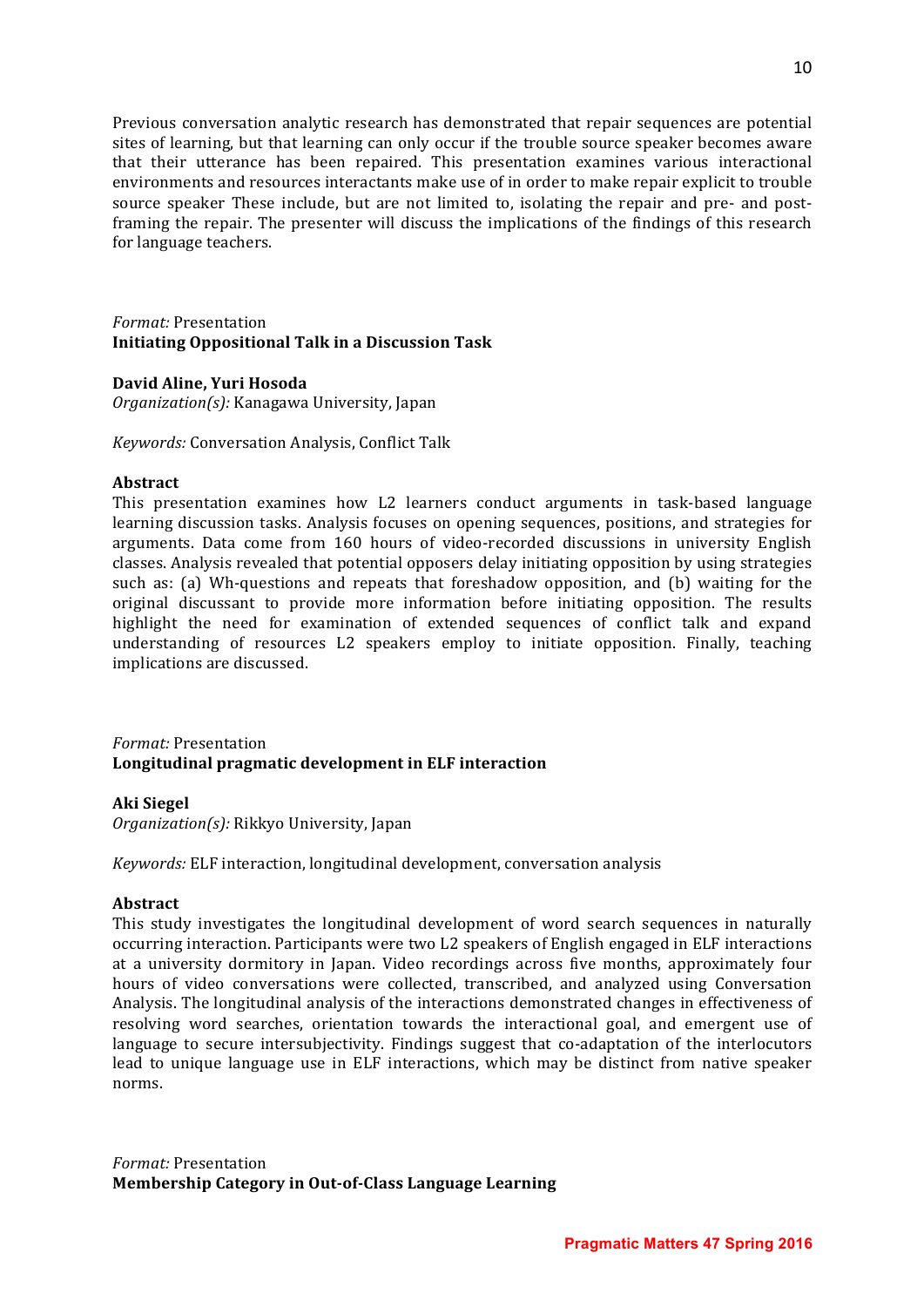Previous conversation analytic research has demonstrated that repair sequences are potential sites of learning, but that learning can only occur if the trouble source speaker becomes aware that their utterance has been repaired. This presentation examines various interactional environments and resources interactants make use of in order to make repair explicit to trouble source speaker These include, but are not limited to, isolating the repair and pre- and post-framing the repair. The presenter will discuss the implications of the findings of this research for language teachers.

*Format:* Presentation
**Initiating Oppositional Talk in a Discussion Task**

**David Aline, Yuri Hosoda**
*Organization(s):* Kanagawa University, Japan

*Keywords:* Conversation Analysis, Conflict Talk

**Abstract**
This presentation examines how L2 learners conduct arguments in task-based language learning discussion tasks. Analysis focuses on opening sequences, positions, and strategies for arguments. Data come from 160 hours of video-recorded discussions in university English classes. Analysis revealed that potential opposers delay initiating opposition by using strategies such as: (a) Wh-questions and repeats that foreshadow opposition, and (b) waiting for the original discussant to provide more information before initiating opposition. The results highlight the need for examination of extended sequences of conflict talk and expand understanding of resources L2 speakers employ to initiate opposition. Finally, teaching implications are discussed.

*Format:* Presentation
**Longitudinal pragmatic development in ELF interaction**

**Aki Siegel**
*Organization(s):* Rikkyo University, Japan

*Keywords:* ELF interaction, longitudinal development, conversation analysis

**Abstract**
This study investigates the longitudinal development of word search sequences in naturally occurring interaction. Participants were two L2 speakers of English engaged in ELF interactions at a university dormitory in Japan. Video recordings across five months, approximately four hours of video conversations were collected, transcribed, and analyzed using Conversation Analysis. The longitudinal analysis of the interactions demonstrated changes in effectiveness of resolving word searches, orientation towards the interactional goal, and emergent use of language to secure intersubjectivity. Findings suggest that co-adaptation of the interlocutors lead to unique language use in ELF interactions, which may be distinct from native speaker norms.

*Format:* Presentation
**Membership Category in Out-of-Class Language Learning**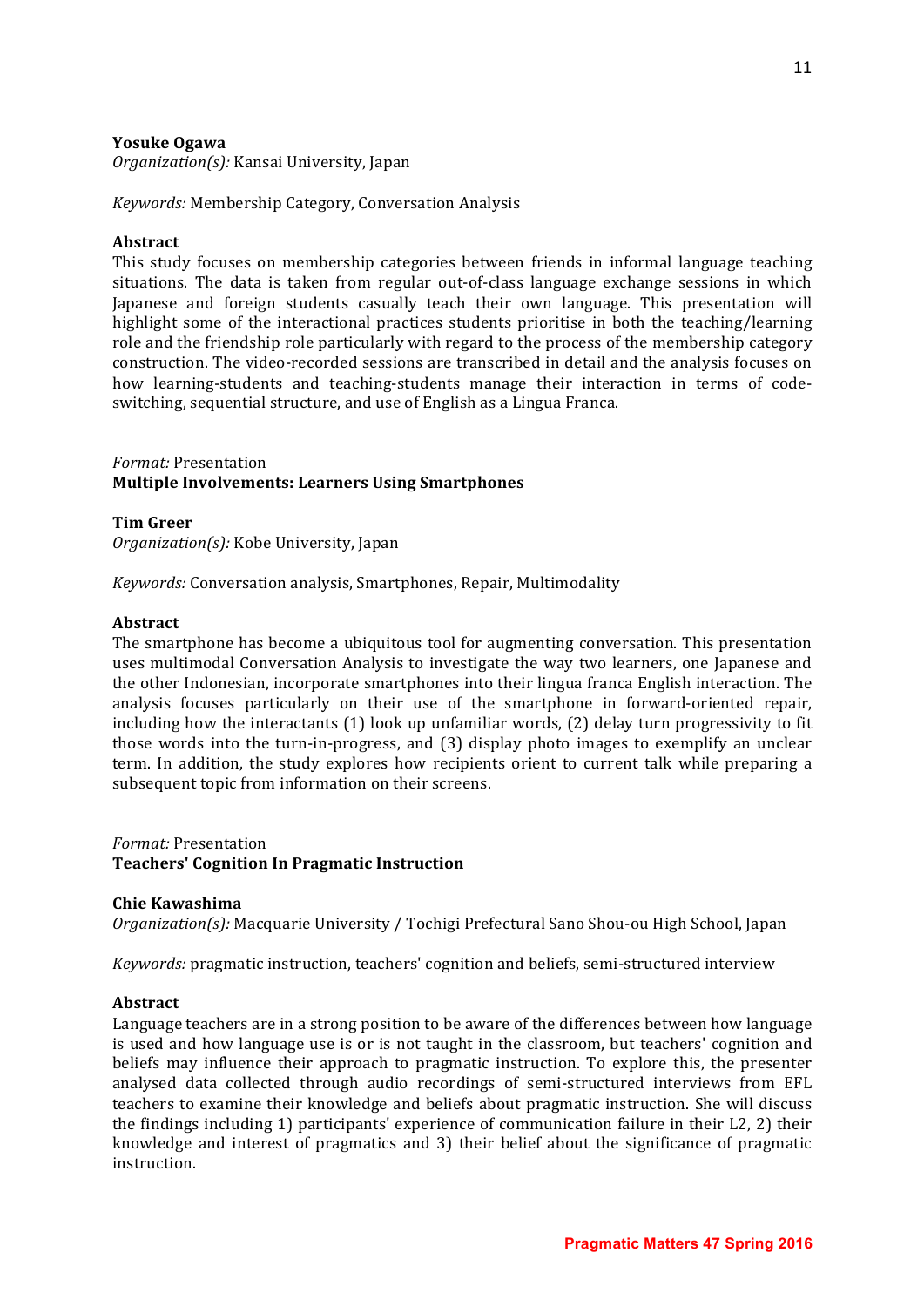**Yosuke Ogawa**
*Organization(s):* Kansai University, Japan

*Keywords:* Membership Category, Conversation Analysis

**Abstract**
This study focuses on membership categories between friends in informal language teaching situations. The data is taken from regular out-of-class language exchange sessions in which Japanese and foreign students casually teach their own language. This presentation will highlight some of the interactional practices students prioritise in both the teaching/learning role and the friendship role particularly with regard to the process of the membership category construction. The video-recorded sessions are transcribed in detail and the analysis focuses on how learning-students and teaching-students manage their interaction in terms of code-switching, sequential structure, and use of English as a Lingua Franca.

*Format:* Presentation
**Multiple Involvements: Learners Using Smartphones**

**Tim Greer**
*Organization(s):* Kobe University, Japan

*Keywords:* Conversation analysis, Smartphones, Repair, Multimodality

**Abstract**
The smartphone has become a ubiquitous tool for augmenting conversation. This presentation uses multimodal Conversation Analysis to investigate the way two learners, one Japanese and the other Indonesian, incorporate smartphones into their lingua franca English interaction. The analysis focuses particularly on their use of the smartphone in forward-oriented repair, including how the interactants (1) look up unfamiliar words, (2) delay turn progressivity to fit those words into the turn-in-progress, and (3) display photo images to exemplify an unclear term. In addition, the study explores how recipients orient to current talk while preparing a subsequent topic from information on their screens.

*Format:* Presentation
**Teachers' Cognition In Pragmatic Instruction**

**Chie Kawashima**
*Organization(s):* Macquarie University / Tochigi Prefectural Sano Shou-ou High School, Japan

*Keywords:* pragmatic instruction, teachers' cognition and beliefs, semi-structured interview

**Abstract**
Language teachers are in a strong position to be aware of the differences between how language is used and how language use is or is not taught in the classroom, but teachers' cognition and beliefs may influence their approach to pragmatic instruction. To explore this, the presenter analysed data collected through audio recordings of semi-structured interviews from EFL teachers to examine their knowledge and beliefs about pragmatic instruction. She will discuss the findings including 1) participants' experience of communication failure in their L2, 2) their knowledge and interest of pragmatics and 3) their belief about the significance of pragmatic instruction.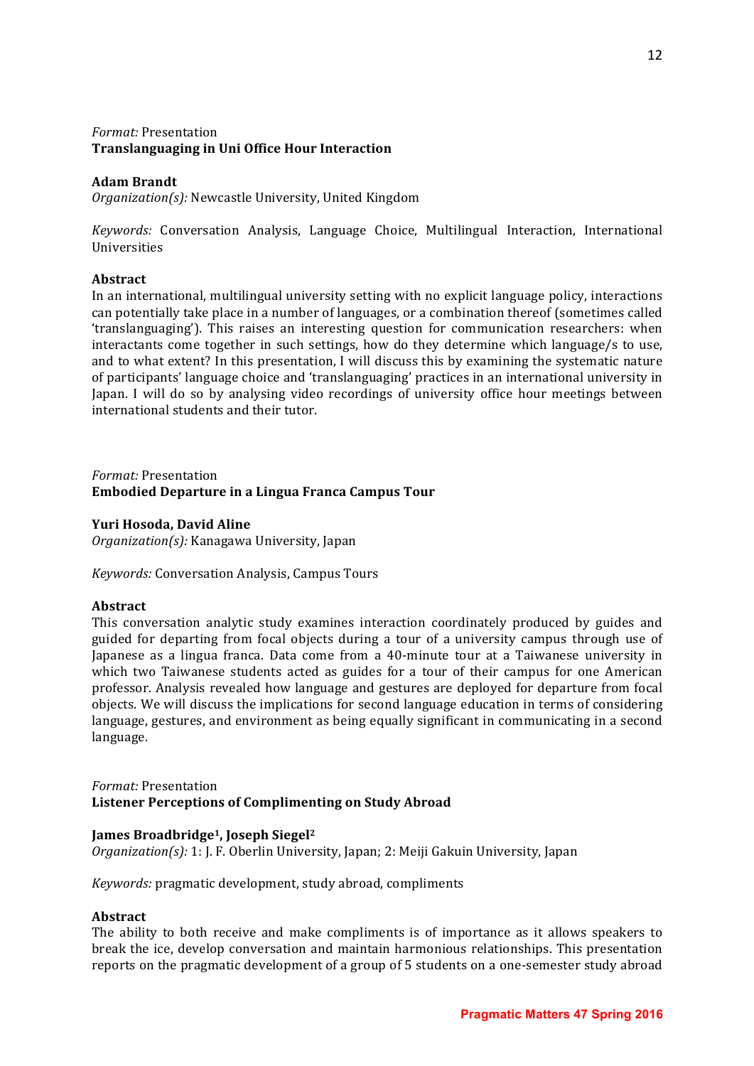*Format:* Presentation

**Translanguaging in Uni Office Hour Interaction**

**Adam Brandt**

*Organization(s):* Newcastle University, United Kingdom

*Keywords:* Conversation Analysis, Language Choice, Multilingual Interaction, International Universities

**Abstract**

In an international, multilingual university setting with no explicit language policy, interactions can potentially take place in a number of languages, or a combination thereof (sometimes called 'translanguaging'). This raises an interesting question for communication researchers: when interactants come together in such settings, how do they determine which language/s to use, and to what extent? In this presentation, I will discuss this by examining the systematic nature of participants' language choice and 'translanguaging' practices in an international university in Japan. I will do so by analysing video recordings of university office hour meetings between international students and their tutor.

*Format:* Presentation

**Embodied Departure in a Lingua Franca Campus Tour**

**Yuri Hosoda, David Aline**

*Organization(s):* Kanagawa University, Japan

*Keywords:* Conversation Analysis, Campus Tours

**Abstract**

This conversation analytic study examines interaction coordinately produced by guides and guided for departing from focal objects during a tour of a university campus through use of Japanese as a lingua franca. Data come from a 40-minute tour at a Taiwanese university in which two Taiwanese students acted as guides for a tour of their campus for one American professor. Analysis revealed how language and gestures are deployed for departure from focal objects. We will discuss the implications for second language education in terms of considering language, gestures, and environment as being equally significant in communicating in a second language.

*Format:* Presentation

**Listener Perceptions of Complimenting on Study Abroad**

**James Broadbridge[1], Joseph Siegel[2]**

*Organization(s):* 1: J. F. Oberlin University, Japan; 2: Meiji Gakuin University, Japan

*Keywords:* pragmatic development, study abroad, compliments

**Abstract**

The ability to both receive and make compliments is of importance as it allows speakers to break the ice, develop conversation and maintain harmonious relationships. This presentation reports on the pragmatic development of a group of 5 students on a one-semester study abroad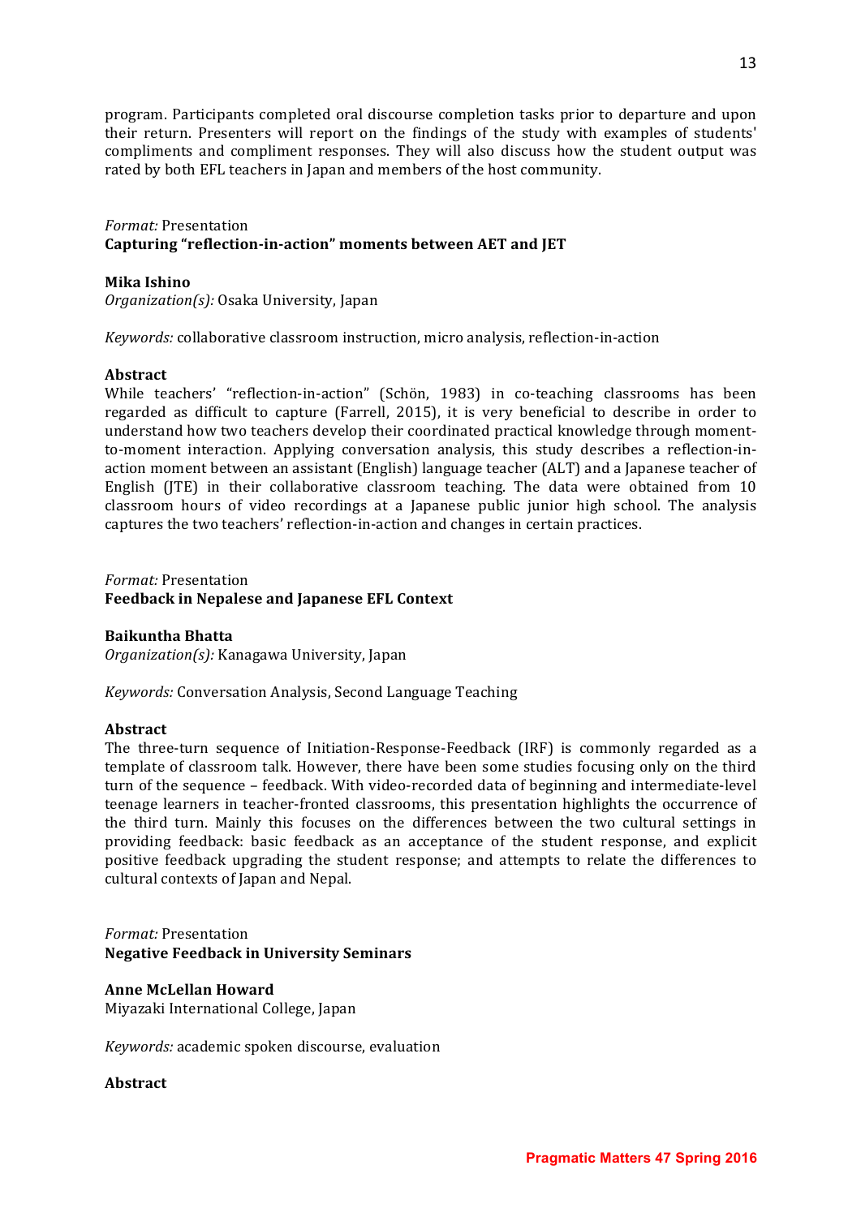program. Participants completed oral discourse completion tasks prior to departure and upon their return. Presenters will report on the findings of the study with examples of students' compliments and compliment responses. They will also discuss how the student output was rated by both EFL teachers in Japan and members of the host community.

*Format:* Presentation
**Capturing "reflection-in-action" moments between AET and JET**

**Mika Ishino**
*Organization(s):* Osaka University, Japan

*Keywords:* collaborative classroom instruction, micro analysis, reflection-in-action

**Abstract**
While teachers' "reflection-in-action" (Schön, 1983) in co-teaching classrooms has been regarded as difficult to capture (Farrell, 2015), it is very beneficial to describe in order to understand how two teachers develop their coordinated practical knowledge through moment-to-moment interaction. Applying conversation analysis, this study describes a reflection-in-action moment between an assistant (English) language teacher (ALT) and a Japanese teacher of English (JTE) in their collaborative classroom teaching. The data were obtained from 10 classroom hours of video recordings at a Japanese public junior high school. The analysis captures the two teachers' reflection-in-action and changes in certain practices.

*Format:* Presentation
**Feedback in Nepalese and Japanese EFL Context**

**Baikuntha Bhatta**
*Organization(s):* Kanagawa University, Japan

*Keywords:* Conversation Analysis, Second Language Teaching

**Abstract**
The three-turn sequence of Initiation-Response-Feedback (IRF) is commonly regarded as a template of classroom talk. However, there have been some studies focusing only on the third turn of the sequence – feedback. With video-recorded data of beginning and intermediate-level teenage learners in teacher-fronted classrooms, this presentation highlights the occurrence of the third turn. Mainly this focuses on the differences between the two cultural settings in providing feedback: basic feedback as an acceptance of the student response, and explicit positive feedback upgrading the student response; and attempts to relate the differences to cultural contexts of Japan and Nepal.

*Format:* Presentation
**Negative Feedback in University Seminars**

**Anne McLellan Howard**
Miyazaki International College, Japan

*Keywords:* academic spoken discourse, evaluation

**Abstract**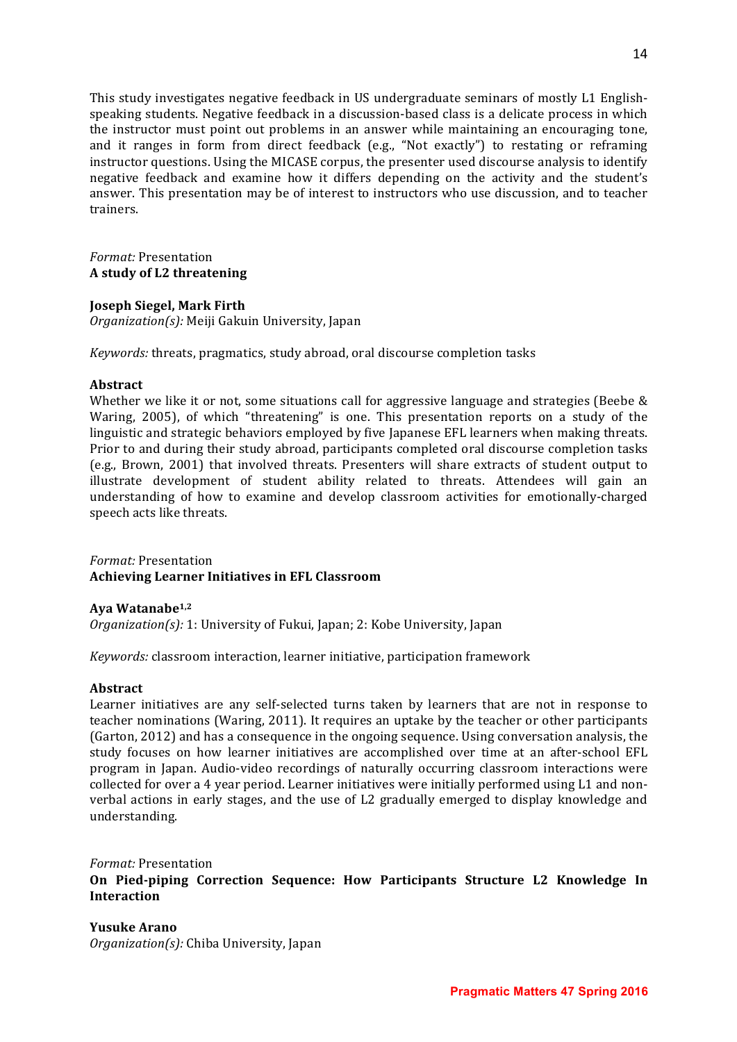This study investigates negative feedback in US undergraduate seminars of mostly L1 English-speaking students. Negative feedback in a discussion-based class is a delicate process in which the instructor must point out problems in an answer while maintaining an encouraging tone, and it ranges in form from direct feedback (e.g., "Not exactly") to restating or reframing instructor questions. Using the MICASE corpus, the presenter used discourse analysis to identify negative feedback and examine how it differs depending on the activity and the student's answer. This presentation may be of interest to instructors who use discussion, and to teacher trainers.

*Format:* Presentation
**A study of L2 threatening**

**Joseph Siegel, Mark Firth**
*Organization(s):* Meiji Gakuin University, Japan

*Keywords:* threats, pragmatics, study abroad, oral discourse completion tasks

**Abstract**
Whether we like it or not, some situations call for aggressive language and strategies (Beebe & Waring, 2005), of which "threatening" is one. This presentation reports on a study of the linguistic and strategic behaviors employed by five Japanese EFL learners when making threats. Prior to and during their study abroad, participants completed oral discourse completion tasks (e.g., Brown, 2001) that involved threats. Presenters will share extracts of student output to illustrate development of student ability related to threats. Attendees will gain an understanding of how to examine and develop classroom activities for emotionally-charged speech acts like threats.

*Format:* Presentation
**Achieving Learner Initiatives in EFL Classroom**

**Aya Watanabe[1,2]**
*Organization(s):* 1: University of Fukui, Japan; 2: Kobe University, Japan

*Keywords:* classroom interaction, learner initiative, participation framework

**Abstract**
Learner initiatives are any self-selected turns taken by learners that are not in response to teacher nominations (Waring, 2011). It requires an uptake by the teacher or other participants (Garton, 2012) and has a consequence in the ongoing sequence. Using conversation analysis, the study focuses on how learner initiatives are accomplished over time at an after-school EFL program in Japan. Audio-video recordings of naturally occurring classroom interactions were collected for over a 4 year period. Learner initiatives were initially performed using L1 and non-verbal actions in early stages, and the use of L2 gradually emerged to display knowledge and understanding.

*Format:* Presentation
**On Pied-piping Correction Sequence: How Participants Structure L2 Knowledge In Interaction**

**Yusuke Arano**
*Organization(s):* Chiba University, Japan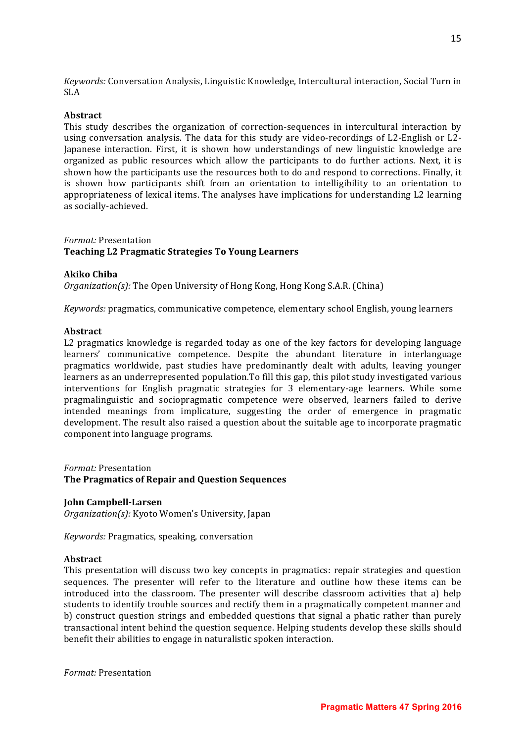*Keywords:* Conversation Analysis, Linguistic Knowledge, Intercultural interaction, Social Turn in SLA

**Abstract**

This study describes the organization of correction-sequences in intercultural interaction by using conversation analysis. The data for this study are video-recordings of L2-English or L2-Japanese interaction. First, it is shown how understandings of new linguistic knowledge are organized as public resources which allow the participants to do further actions. Next, it is shown how the participants use the resources both to do and respond to corrections. Finally, it is shown how participants shift from an orientation to intelligibility to an orientation to appropriateness of lexical items. The analyses have implications for understanding L2 learning as socially-achieved.

*Format:* Presentation

**Teaching L2 Pragmatic Strategies To Young Learners**

**Akiko Chiba**

*Organization(s):* The Open University of Hong Kong, Hong Kong S.A.R. (China)

*Keywords:* pragmatics, communicative competence, elementary school English, young learners

**Abstract**

L2 pragmatics knowledge is regarded today as one of the key factors for developing language learners' communicative competence. Despite the abundant literature in interlanguage pragmatics worldwide, past studies have predominantly dealt with adults, leaving younger learners as an underrepresented population.To fill this gap, this pilot study investigated various interventions for English pragmatic strategies for 3 elementary-age learners. While some pragmalinguistic and sociopragmatic competence were observed, learners failed to derive intended meanings from implicature, suggesting the order of emergence in pragmatic development. The result also raised a question about the suitable age to incorporate pragmatic component into language programs.

*Format:* Presentation

**The Pragmatics of Repair and Question Sequences**

**John Campbell-Larsen**

*Organization(s):* Kyoto Women's University, Japan

*Keywords:* Pragmatics, speaking, conversation

**Abstract**

This presentation will discuss two key concepts in pragmatics: repair strategies and question sequences. The presenter will refer to the literature and outline how these items can be introduced into the classroom. The presenter will describe classroom activities that a) help students to identify trouble sources and rectify them in a pragmatically competent manner and b) construct question strings and embedded questions that signal a phatic rather than purely transactional intent behind the question sequence. Helping students develop these skills should benefit their abilities to engage in naturalistic spoken interaction.

*Format:* Presentation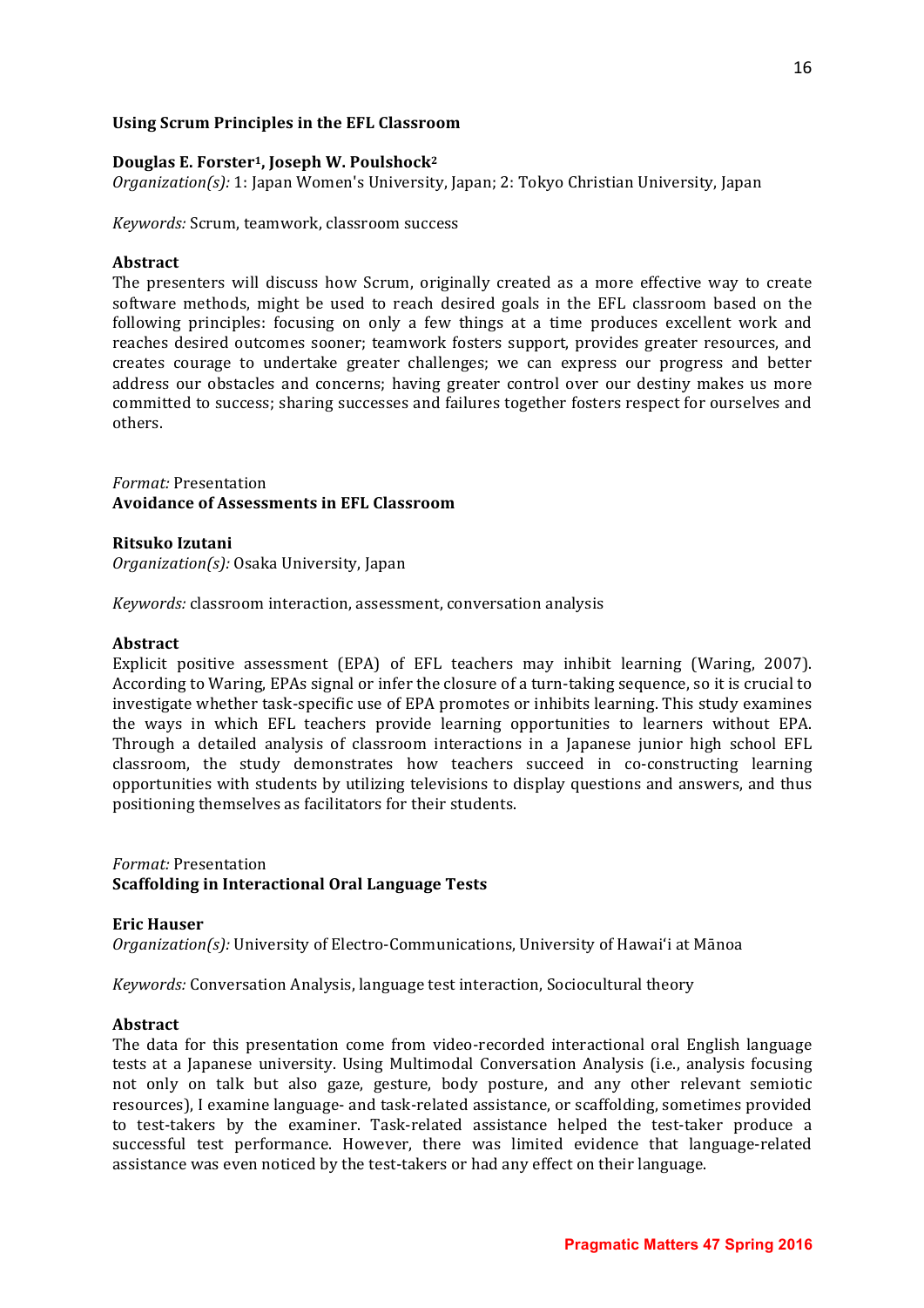**Using Scrum Principles in the EFL Classroom**

**Douglas E. Forster[1], Joseph W. Poulshock[2]**
*Organization(s):* 1: Japan Women's University, Japan; 2: Tokyo Christian University, Japan

*Keywords:* Scrum, teamwork, classroom success

**Abstract**
The presenters will discuss how Scrum, originally created as a more effective way to create software methods, might be used to reach desired goals in the EFL classroom based on the following principles: focusing on only a few things at a time produces excellent work and reaches desired outcomes sooner; teamwork fosters support, provides greater resources, and creates courage to undertake greater challenges; we can express our progress and better address our obstacles and concerns; having greater control over our destiny makes us more committed to success; sharing successes and failures together fosters respect for ourselves and others.

*Format:* Presentation
**Avoidance of Assessments in EFL Classroom**

**Ritsuko Izutani**
*Organization(s):* Osaka University, Japan

*Keywords:* classroom interaction, assessment, conversation analysis

**Abstract**
Explicit positive assessment (EPA) of EFL teachers may inhibit learning (Waring, 2007). According to Waring, EPAs signal or infer the closure of a turn-taking sequence, so it is crucial to investigate whether task-specific use of EPA promotes or inhibits learning. This study examines the ways in which EFL teachers provide learning opportunities to learners without EPA. Through a detailed analysis of classroom interactions in a Japanese junior high school EFL classroom, the study demonstrates how teachers succeed in co-constructing learning opportunities with students by utilizing televisions to display questions and answers, and thus positioning themselves as facilitators for their students.

*Format:* Presentation
**Scaffolding in Interactional Oral Language Tests**

**Eric Hauser**
*Organization(s):* University of Electro-Communications, University of Hawai'i at Mānoa

*Keywords:* Conversation Analysis, language test interaction, Sociocultural theory

**Abstract**
The data for this presentation come from video-recorded interactional oral English language tests at a Japanese university. Using Multimodal Conversation Analysis (i.e., analysis focusing not only on talk but also gaze, gesture, body posture, and any other relevant semiotic resources), I examine language- and task-related assistance, or scaffolding, sometimes provided to test-takers by the examiner. Task-related assistance helped the test-taker produce a successful test performance. However, there was limited evidence that language-related assistance was even noticed by the test-takers or had any effect on their language.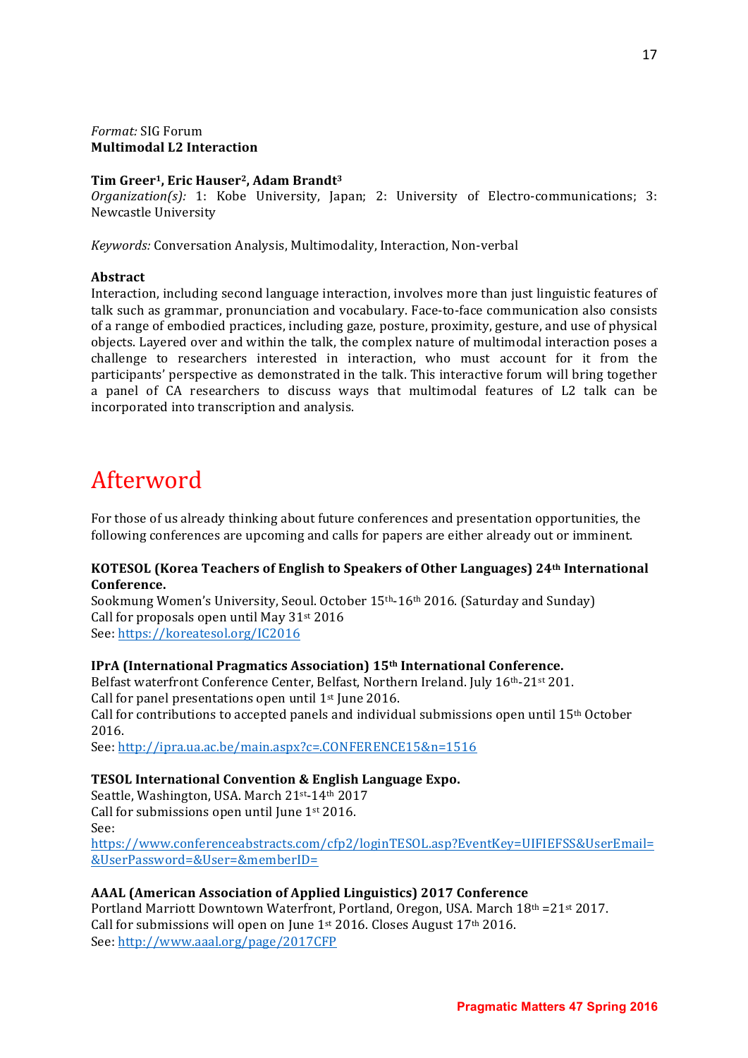*Format:* SIG Forum
**Multimodal L2 Interaction**

**Tim Greer[1], Eric Hauser[2], Adam Brandt[3]**
*Organization(s):* 1: Kobe University, Japan; 2: University of Electro-communications; 3: Newcastle University

*Keywords:* Conversation Analysis, Multimodality, Interaction, Non-verbal

**Abstract**
Interaction, including second language interaction, involves more than just linguistic features of talk such as grammar, pronunciation and vocabulary. Face-to-face communication also consists of a range of embodied practices, including gaze, posture, proximity, gesture, and use of physical objects. Layered over and within the talk, the complex nature of multimodal interaction poses a challenge to researchers interested in interaction, who must account for it from the participants' perspective as demonstrated in the talk. This interactive forum will bring together a panel of CA researchers to discuss ways that multimodal features of L2 talk can be incorporated into transcription and analysis.

# Afterword

For those of us already thinking about future conferences and presentation opportunities, the following conferences are upcoming and calls for papers are either already out or imminent.

**KOTESOL (Korea Teachers of English to Speakers of Other Languages) 24th International Conference.**
Sookmung Women's University, Seoul. October 15th-16th 2016. (Saturday and Sunday)
Call for proposals open until May 31st 2016
See: https://koreatesol.org/IC2016

**IPrA (International Pragmatics Association) 15th International Conference.**
Belfast waterfront Conference Center, Belfast, Northern Ireland. July 16th-21st 201.
Call for panel presentations open until 1st June 2016.
Call for contributions to accepted panels and individual submissions open until 15th October 2016.
See: http://ipra.ua.ac.be/main.aspx?c=.CONFERENCE15&n=1516

**TESOL International Convention & English Language Expo.**
Seattle, Washington, USA. March 21st-14th 2017
Call for submissions open until June 1st 2016.
See:
https://www.conferenceabstracts.com/cfp2/loginTESOL.asp?EventKey=UIFIEFSS&UserEmail=&UserPassword=&User=&memberID=

**AAAL (American Association of Applied Linguistics) 2017 Conference**
Portland Marriott Downtown Waterfront, Portland, Oregon, USA. March 18th =21st 2017.
Call for submissions will open on June 1st 2016. Closes August 17th 2016.
See: http://www.aaal.org/page/2017CFP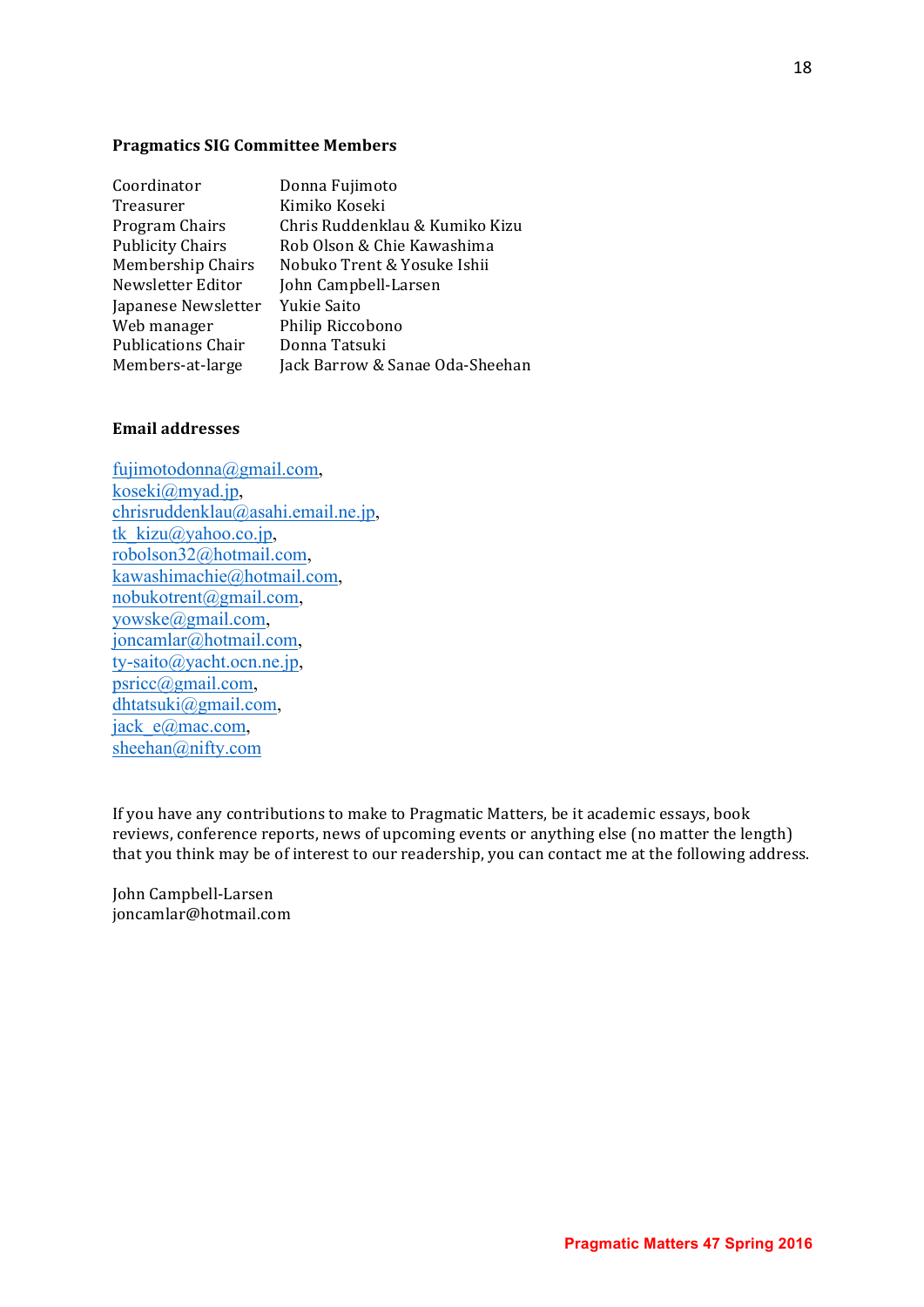**Pragmatics SIG Committee Members**

| | |
|---|---|
| Coordinator | Donna Fujimoto |
| Treasurer | Kimiko Koseki |
| Program Chairs | Chris Ruddenklau & Kumiko Kizu |
| Publicity Chairs | Rob Olson & Chie Kawashima |
| Membership Chairs | Nobuko Trent & Yosuke Ishii |
| Newsletter Editor | John Campbell-Larsen |
| Japanese Newsletter | Yukie Saito |
| Web manager | Philip Riccobono |
| Publications Chair | Donna Tatsuki |
| Members-at-large | Jack Barrow & Sanae Oda-Sheehan |

**Email addresses**

fujimotodonna@gmail.com,
koseki@myad.jp,
chrisruddenklau@asahi.email.ne.jp,
tk_kizu@yahoo.co.jp,
robolson32@hotmail.com,
kawashimachie@hotmail.com,
nobukotrent@gmail.com,
yowske@gmail.com,
joncamlar@hotmail.com,
ty-saito@yacht.ocn.ne.jp,
psricc@gmail.com,
dhtatsuki@gmail.com,
jack_e@mac.com,
sheehan@nifty.com

If you have any contributions to make to Pragmatic Matters, be it academic essays, book reviews, conference reports, news of upcoming events or anything else (no matter the length) that you think may be of interest to our readership, you can contact me at the following address.

John Campbell-Larsen
joncamlar@hotmail.com